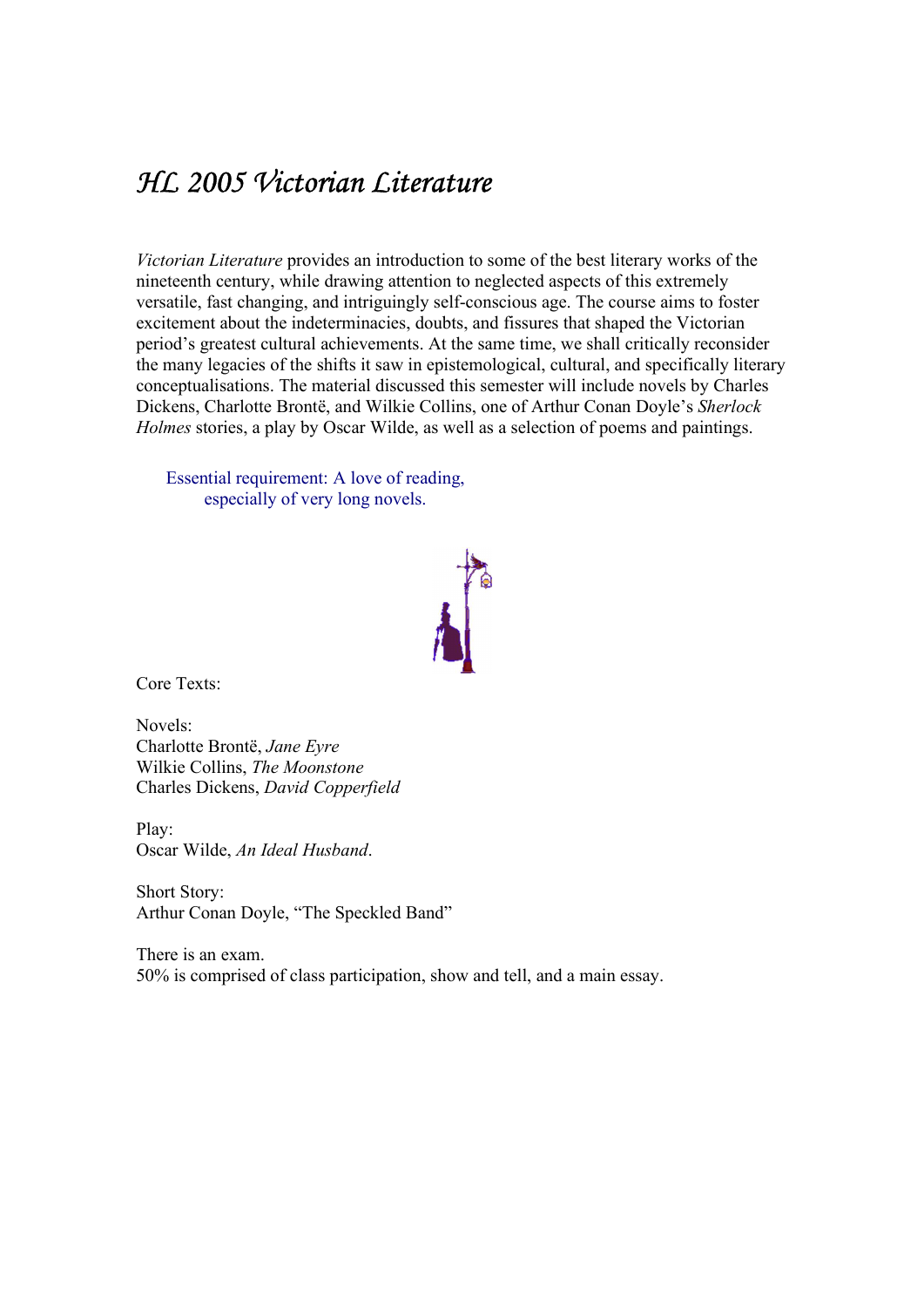# *HL 2005 Victorian Literature*

*Victorian Literature* provides an introduction to some of the best literary works of the nineteenth century, while drawing attention to neglected aspects of this extremely versatile, fast changing, and intriguingly self-conscious age. The course aims to foster excitement about the indeterminacies, doubts, and fissures that shaped the Victorian period's greatest cultural achievements. At the same time, we shall critically reconsider the many legacies of the shifts it saw in epistemological, cultural, and specifically literary conceptualisations. The material discussed this semester will include novels by Charles Dickens, Charlotte Brontë, and Wilkie Collins, one of Arthur Conan Doyle's *Sherlock Holmes* stories, a play by Oscar Wilde, as well as a selection of poems and paintings.

Essential requirement: A love of reading,
especially of very long novels.

Core Texts:

Novels:
Charlotte Brontë, *Jane Eyre*
Wilkie Collins, *The Moonstone*
Charles Dickens, *David Copperfield*

Play:
Oscar Wilde, *An Ideal Husband*.

Short Story:
Arthur Conan Doyle, "The Speckled Band"

There is an exam.
50% is comprised of class participation, show and tell, and a main essay.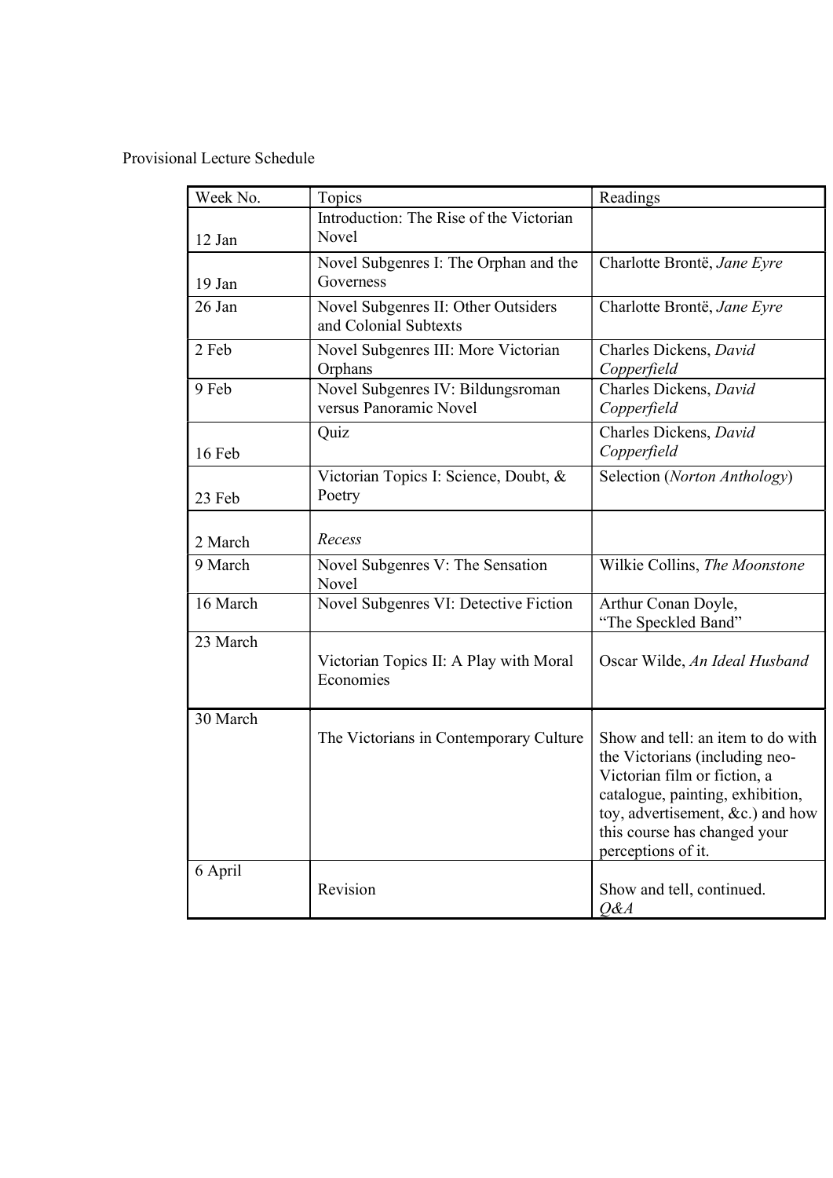Provisional Lecture Schedule

| Week No. | Topics | Readings |
| --- | --- | --- |
| 12 Jan | Introduction: The Rise of the Victorian Novel | |
| 19 Jan | Novel Subgenres I: The Orphan and the Governess | Charlotte Brontë, *Jane Eyre* |
| 26 Jan | Novel Subgenres II: Other Outsiders and Colonial Subtexts | Charlotte Brontë, *Jane Eyre* |
| 2 Feb | Novel Subgenres III: More Victorian Orphans | Charles Dickens, *David Copperfield* |
| 9 Feb | Novel Subgenres IV: Bildungsroman versus Panoramic Novel | Charles Dickens, *David Copperfield* |
| 16 Feb | Quiz | Charles Dickens, *David Copperfield* |
| 23 Feb | Victorian Topics I: Science, Doubt, & Poetry | Selection (*Norton Anthology*) |
| 2 March | *Recess* | |
| 9 March | Novel Subgenres V: The Sensation Novel | Wilkie Collins, *The Moonstone* |
| 16 March | Novel Subgenres VI: Detective Fiction | Arthur Conan Doyle, "The Speckled Band" |
| 23 March | Victorian Topics II: A Play with Moral Economies | Oscar Wilde, *An Ideal Husband* |
| 30 March | The Victorians in Contemporary Culture | Show and tell: an item to do with the Victorians (including neo-Victorian film or fiction, a catalogue, painting, exhibition, toy, advertisement, &c.) and how this course has changed your perceptions of it. |
| 6 April | Revision | Show and tell, continued. *Q&A* |